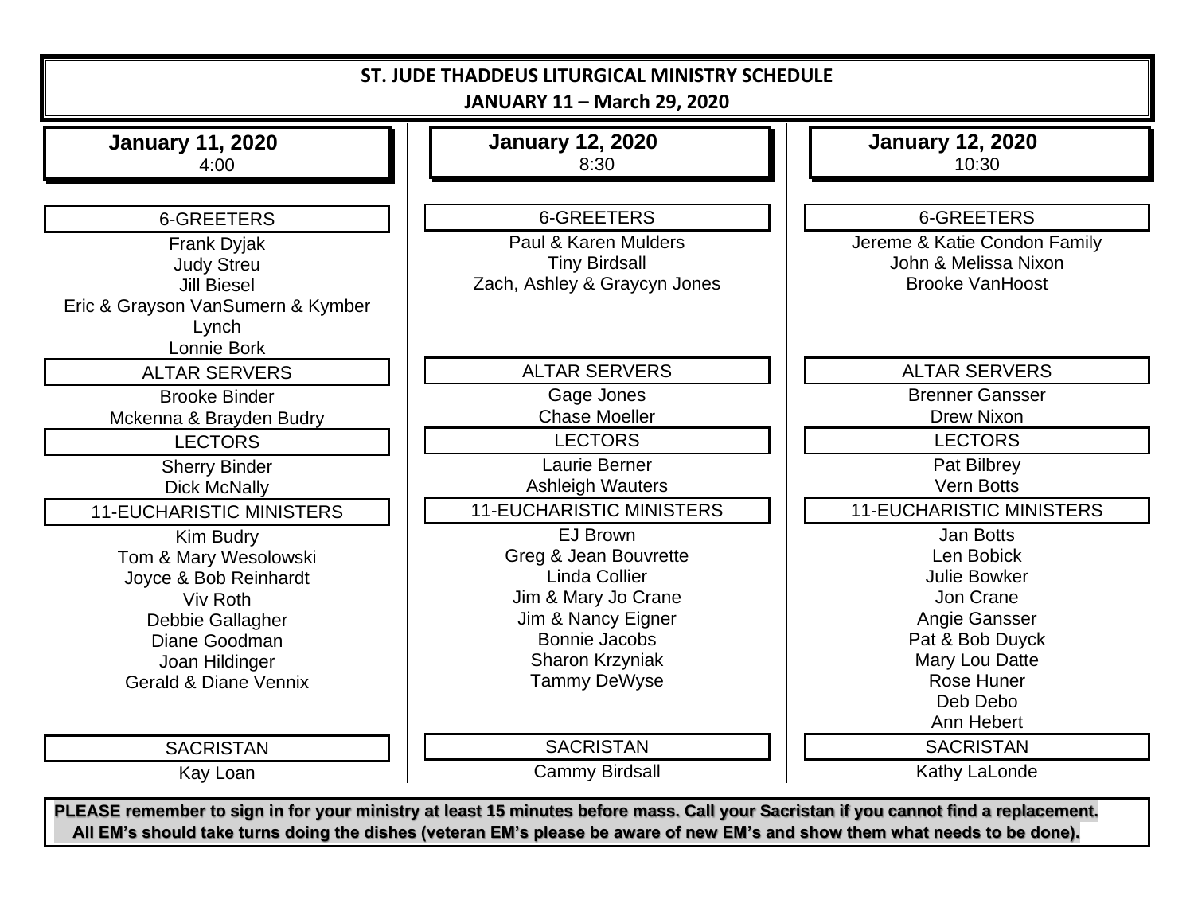# ST. JUDE THADDEUS LITURGICAL MINISTRY SCHEDULE

## JANUARY 11 – March 29, 2020

### January 11, 2020
4:00

**6-GREETERS**

Frank Dyjak
Judy Streu
Jill Biesel
Eric & Grayson VanSumern & Kymber Lynch
Lonnie Bork

**ALTAR SERVERS**

Brooke Binder
Mckenna & Brayden Budry

**LECTORS**

Sherry Binder
Dick McNally

**11-EUCHARISTIC MINISTERS**

Kim Budry
Tom & Mary Wesolowski
Joyce & Bob Reinhardt
Viv Roth
Debbie Gallagher
Diane Goodman
Joan Hildinger
Gerald & Diane Vennix

**SACRISTAN**

Kay Loan

### January 12, 2020
8:30

**6-GREETERS**

Paul & Karen Mulders
Tiny Birdsall
Zach, Ashley & Graycyn Jones

**ALTAR SERVERS**

Gage Jones
Chase Moeller

**LECTORS**

Laurie Berner
Ashleigh Wauters

**11-EUCHARISTIC MINISTERS**

EJ Brown
Greg & Jean Bouvrette
Linda Collier
Jim & Mary Jo Crane
Jim & Nancy Eigner
Bonnie Jacobs
Sharon Krzyniak
Tammy DeWyse

**SACRISTAN**

Cammy Birdsall

### January 12, 2020
10:30

**6-GREETERS**

Jereme & Katie Condon Family
John & Melissa Nixon
Brooke VanHoost

**ALTAR SERVERS**

Brenner Gansser
Drew Nixon

**LECTORS**

Pat Bilbrey
Vern Botts

**11-EUCHARISTIC MINISTERS**

Jan Botts
Len Bobick
Julie Bowker
Jon Crane
Angie Gansser
Pat & Bob Duyck
Mary Lou Datte
Rose Huner
Deb Debo
Ann Hebert

**SACRISTAN**

Kathy LaLonde

---

**PLEASE remember to sign in for your ministry at least 15 minutes before mass. Call your Sacristan if you cannot find a replacement. All EM's should take turns doing the dishes (veteran EM's please be aware of new EM's and show them what needs to be done).**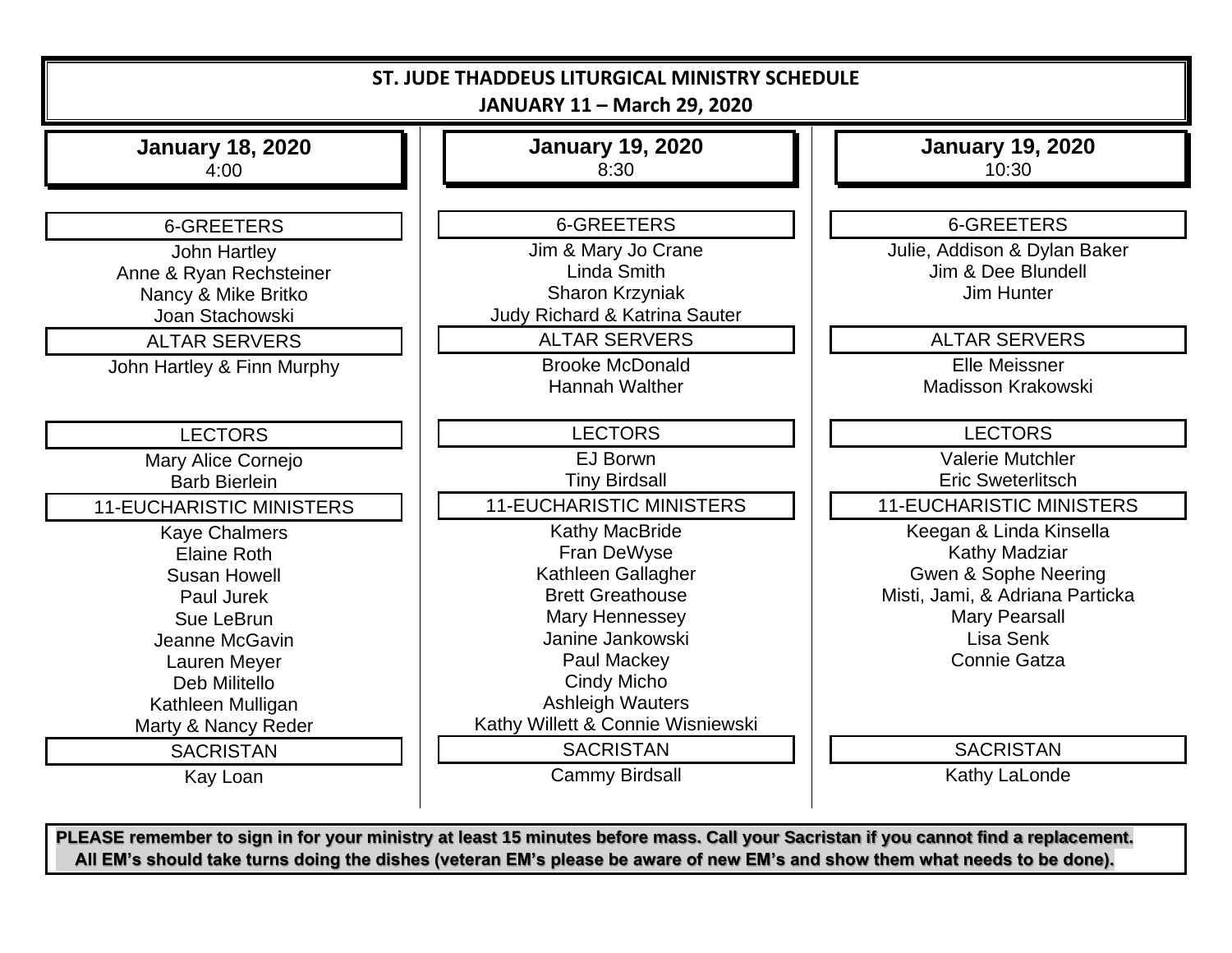# ST. JUDE THADDEUS LITURGICAL MINISTRY SCHEDULE

**JANUARY 11 – March 29, 2020**

## January 18, 2020
4:00

**6-GREETERS**

John Hartley
Anne & Ryan Rechsteiner
Nancy & Mike Britko
Joan Stachowski

**ALTAR SERVERS**

John Hartley & Finn Murphy

**LECTORS**

Mary Alice Cornejo
Barb Bierlein

**11-EUCHARISTIC MINISTERS**

Kaye Chalmers
Elaine Roth
Susan Howell
Paul Jurek
Sue LeBrun
Jeanne McGavin
Lauren Meyer
Deb Militello
Kathleen Mulligan
Marty & Nancy Reder

**SACRISTAN**

Kay Loan

## January 19, 2020
8:30

**6-GREETERS**

Jim & Mary Jo Crane
Linda Smith
Sharon Krzyniak
Judy Richard & Katrina Sauter

**ALTAR SERVERS**

Brooke McDonald
Hannah Walther

**LECTORS**

EJ Borwn
Tiny Birdsall

**11-EUCHARISTIC MINISTERS**

Kathy MacBride
Fran DeWyse
Kathleen Gallagher
Brett Greathouse
Mary Hennessey
Janine Jankowski
Paul Mackey
Cindy Micho
Ashleigh Wauters
Kathy Willett & Connie Wisniewski

**SACRISTAN**

Cammy Birdsall

## January 19, 2020
10:30

**6-GREETERS**

Julie, Addison & Dylan Baker
Jim & Dee Blundell
Jim Hunter

**ALTAR SERVERS**

Elle Meissner
Madisson Krakowski

**LECTORS**

Valerie Mutchler
Eric Sweterlitsch

**11-EUCHARISTIC MINISTERS**

Keegan & Linda Kinsella
Kathy Madziar
Gwen & Sophe Neering
Misti, Jami, & Adriana Particka
Mary Pearsall
Lisa Senk
Connie Gatza

**SACRISTAN**

Kathy LaLonde

**PLEASE remember to sign in for your ministry at least 15 minutes before mass. Call your Sacristan if you cannot find a replacement. All EM's should take turns doing the dishes (veteran EM's please be aware of new EM's and show them what needs to be done).**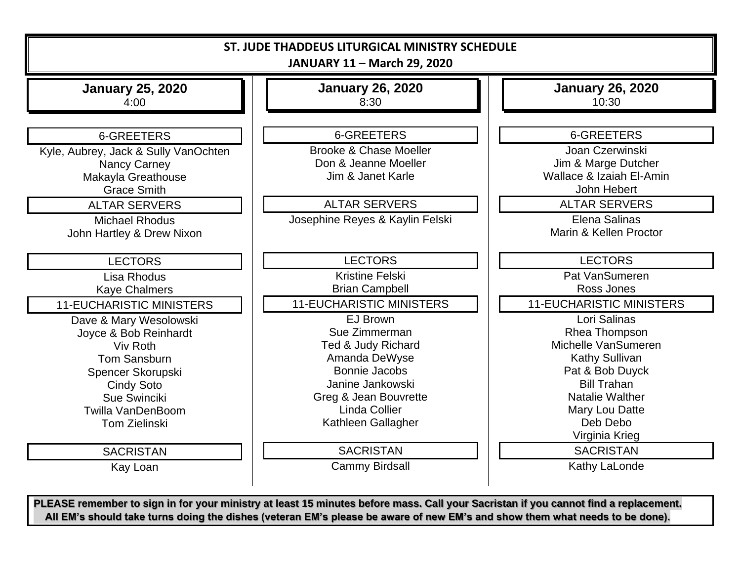# ST. JUDE THADDEUS LITURGICAL MINISTRY SCHEDULE

**JANUARY 11 – March 29, 2020**

## January 25, 2020
4:00

**6-GREETERS**

Kyle, Aubrey, Jack & Sully VanOchten
Nancy Carney
Makayla Greathouse
Grace Smith

**ALTAR SERVERS**

Michael Rhodus
John Hartley & Drew Nixon

**LECTORS**

Lisa Rhodus
Kaye Chalmers

**11-EUCHARISTIC MINISTERS**

Dave & Mary Wesolowski
Joyce & Bob Reinhardt
Viv Roth
Tom Sansburn
Spencer Skorupski
Cindy Soto
Sue Swinciki
Twilla VanDenBoom
Tom Zielinski

**SACRISTAN**

Kay Loan

## January 26, 2020
8:30

**6-GREETERS**

Brooke & Chase Moeller
Don & Jeanne Moeller
Jim & Janet Karle

**ALTAR SERVERS**

Josephine Reyes & Kaylin Felski

**LECTORS**

Kristine Felski
Brian Campbell

**11-EUCHARISTIC MINISTERS**

EJ Brown
Sue Zimmerman
Ted & Judy Richard
Amanda DeWyse
Bonnie Jacobs
Janine Jankowski
Greg & Jean Bouvrette
Linda Collier
Kathleen Gallagher

**SACRISTAN**

Cammy Birdsall

## January 26, 2020
10:30

**6-GREETERS**

Joan Czerwinski
Jim & Marge Dutcher
Wallace & Izaiah El-Amin
John Hebert

**ALTAR SERVERS**

Elena Salinas
Marin & Kellen Proctor

**LECTORS**

Pat VanSumeren
Ross Jones

**11-EUCHARISTIC MINISTERS**

Lori Salinas
Rhea Thompson
Michelle VanSumeren
Kathy Sullivan
Pat & Bob Duyck
Bill Trahan
Natalie Walther
Mary Lou Datte
Deb Debo
Virginia Krieg

**SACRISTAN**

Kathy LaLonde

**PLEASE remember to sign in for your ministry at least 15 minutes before mass. Call your Sacristan if you cannot find a replacement. All EM's should take turns doing the dishes (veteran EM's please be aware of new EM's and show them what needs to be done).**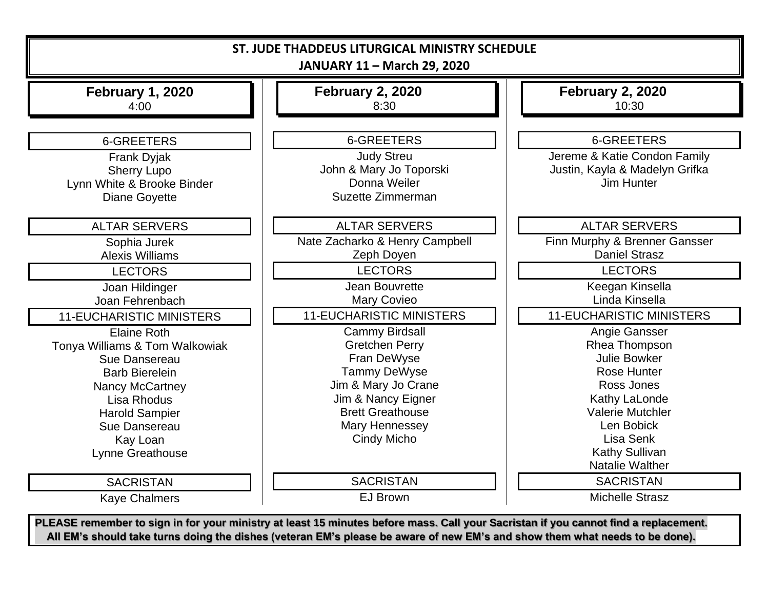# ST. JUDE THADDEUS LITURGICAL MINISTRY SCHEDULE

## JANUARY 11 – March 29, 2020

### February 1, 2020
4:00

**6-GREETERS**

Frank Dyjak
Sherry Lupo
Lynn White & Brooke Binder
Diane Goyette

**ALTAR SERVERS**

Sophia Jurek
Alexis Williams

**LECTORS**

Joan Hildinger
Joan Fehrenbach

**11-EUCHARISTIC MINISTERS**

Elaine Roth
Tonya Williams & Tom Walkowiak
Sue Dansereau
Barb Bierelein
Nancy McCartney
Lisa Rhodus
Harold Sampier
Sue Dansereau
Kay Loan
Lynne Greathouse

**SACRISTAN**

Kaye Chalmers

### February 2, 2020
8:30

**6-GREETERS**

Judy Streu
John & Mary Jo Toporski
Donna Weiler
Suzette Zimmerman

**ALTAR SERVERS**

Nate Zacharko & Henry Campbell
Zeph Doyen

**LECTORS**

Jean Bouvrette
Mary Covieo

**11-EUCHARISTIC MINISTERS**

Cammy Birdsall
Gretchen Perry
Fran DeWyse
Tammy DeWyse
Jim & Mary Jo Crane
Jim & Nancy Eigner
Brett Greathouse
Mary Hennessey
Cindy Micho

**SACRISTAN**

EJ Brown

### February 2, 2020
10:30

**6-GREETERS**

Jereme & Katie Condon Family
Justin, Kayla & Madelyn Grifka
Jim Hunter

**ALTAR SERVERS**

Finn Murphy & Brenner Gansser
Daniel Strasz

**LECTORS**

Keegan Kinsella
Linda Kinsella

**11-EUCHARISTIC MINISTERS**

Angie Gansser
Rhea Thompson
Julie Bowker
Rose Hunter
Ross Jones
Kathy LaLonde
Valerie Mutchler
Len Bobick
Lisa Senk
Kathy Sullivan
Natalie Walther

**SACRISTAN**

Michelle Strasz

**PLEASE remember to sign in for your ministry at least 15 minutes before mass. Call your Sacristan if you cannot find a replacement. All EM's should take turns doing the dishes (veteran EM's please be aware of new EM's and show them what needs to be done).**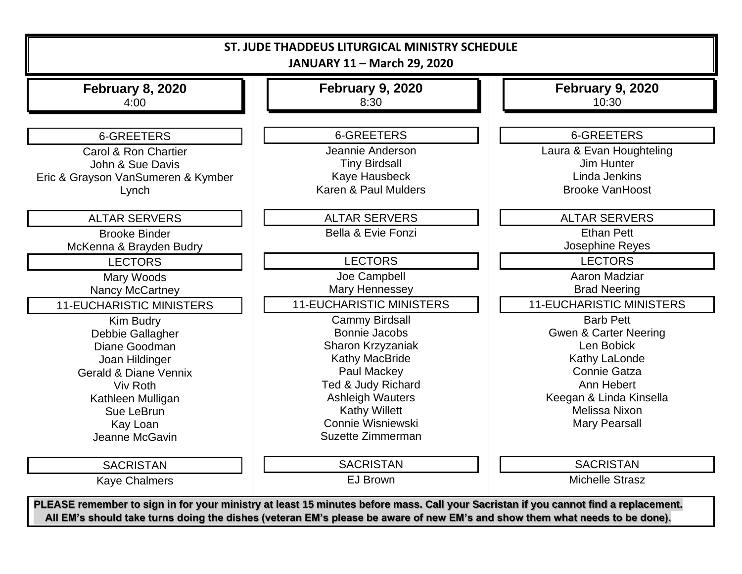# ST. JUDE THADDEUS LITURGICAL MINISTRY SCHEDULE

## JANUARY 11 – March 29, 2020

### February 8, 2020
4:00

**6-GREETERS**

Carol & Ron Chartier
John & Sue Davis
Eric & Grayson VanSumeren & Kymber Lynch

**ALTAR SERVERS**

Brooke Binder
McKenna & Brayden Budry

**LECTORS**

Mary Woods
Nancy McCartney

**11-EUCHARISTIC MINISTERS**

Kim Budry
Debbie Gallagher
Diane Goodman
Joan Hildinger
Gerald & Diane Vennix
Viv Roth
Kathleen Mulligan
Sue LeBrun
Kay Loan
Jeanne McGavin

**SACRISTAN**

Kaye Chalmers

### February 9, 2020
8:30

**6-GREETERS**

Jeannie Anderson
Tiny Birdsall
Kaye Hausbeck
Karen & Paul Mulders

**ALTAR SERVERS**

Bella & Evie Fonzi

**LECTORS**

Joe Campbell
Mary Hennessey

**11-EUCHARISTIC MINISTERS**

Cammy Birdsall
Bonnie Jacobs
Sharon Krzyzaniak
Kathy MacBride
Paul Mackey
Ted & Judy Richard
Ashleigh Wauters
Kathy Willett
Connie Wisniewski
Suzette Zimmerman

**SACRISTAN**

EJ Brown

### February 9, 2020
10:30

**6-GREETERS**

Laura & Evan Houghteling
Jim Hunter
Linda Jenkins
Brooke VanHoost

**ALTAR SERVERS**

Ethan Pett
Josephine Reyes

**LECTORS**

Aaron Madziar
Brad Neering

**11-EUCHARISTIC MINISTERS**

Barb Pett
Gwen & Carter Neering
Len Bobick
Kathy LaLonde
Connie Gatza
Ann Hebert
Keegan & Linda Kinsella
Melissa Nixon
Mary Pearsall

**SACRISTAN**

Michelle Strasz

**PLEASE remember to sign in for your ministry at least 15 minutes before mass. Call your Sacristan if you cannot find a replacement. All EM's should take turns doing the dishes (veteran EM's please be aware of new EM's and show them what needs to be done).**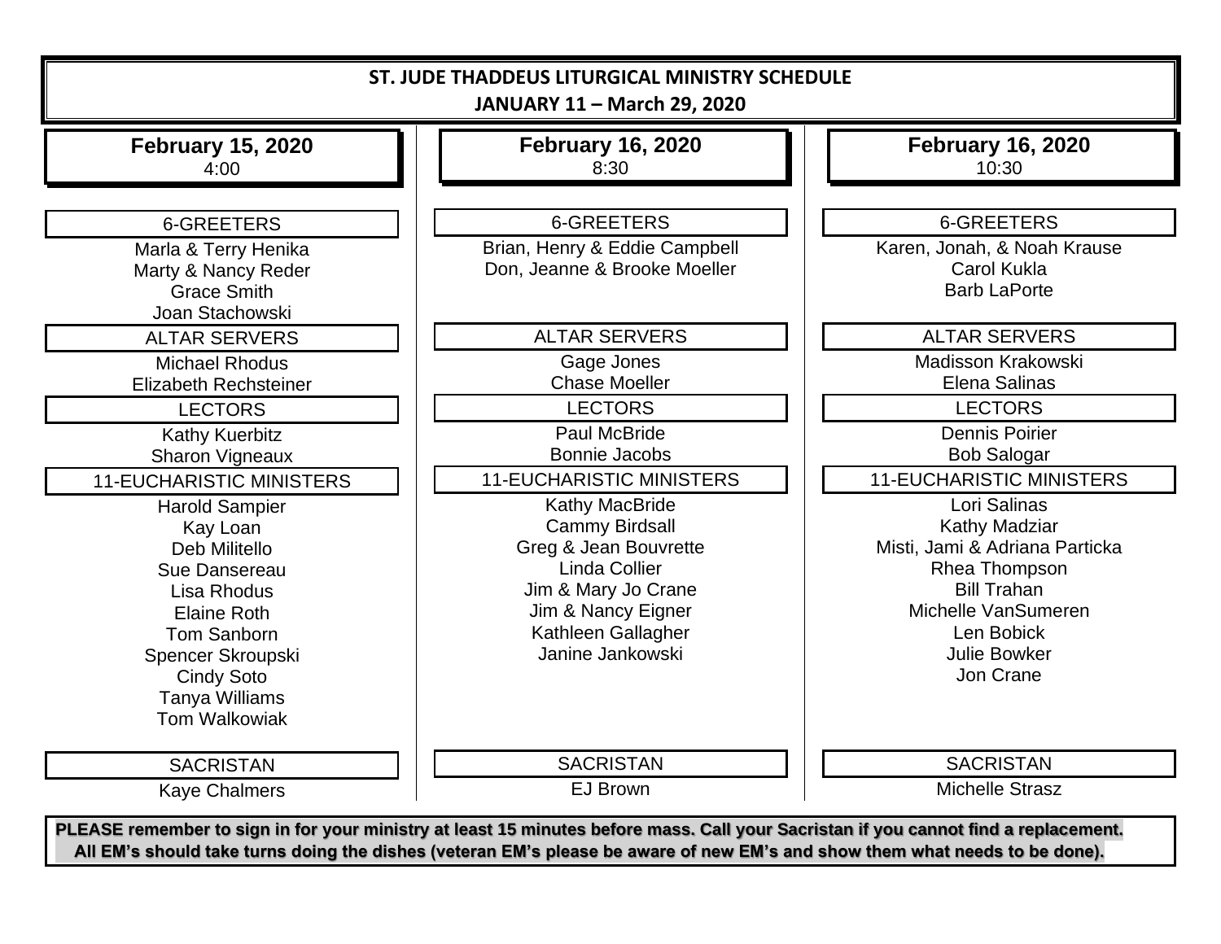# ST. JUDE THADDEUS LITURGICAL MINISTRY SCHEDULE

## JANUARY 11 – March 29, 2020

### February 15, 2020
4:00

**6-GREETERS**

Marla & Terry Henika
Marty & Nancy Reder
Grace Smith
Joan Stachowski

**ALTAR SERVERS**

Michael Rhodus
Elizabeth Rechsteiner

**LECTORS**

Kathy Kuerbitz
Sharon Vigneaux

**11-EUCHARISTIC MINISTERS**

Harold Sampier
Kay Loan
Deb Militello
Sue Dansereau
Lisa Rhodus
Elaine Roth
Tom Sanborn
Spencer Skroupski
Cindy Soto
Tanya Williams
Tom Walkowiak

**SACRISTAN**

Kaye Chalmers

### February 16, 2020
8:30

**6-GREETERS**

Brian, Henry & Eddie Campbell
Don, Jeanne & Brooke Moeller

**ALTAR SERVERS**

Gage Jones
Chase Moeller

**LECTORS**

Paul McBride
Bonnie Jacobs

**11-EUCHARISTIC MINISTERS**

Kathy MacBride
Cammy Birdsall
Greg & Jean Bouvrette
Linda Collier
Jim & Mary Jo Crane
Jim & Nancy Eigner
Kathleen Gallagher
Janine Jankowski

**SACRISTAN**

EJ Brown

### February 16, 2020
10:30

**6-GREETERS**

Karen, Jonah, & Noah Krause
Carol Kukla
Barb LaPorte

**ALTAR SERVERS**

Madisson Krakowski
Elena Salinas

**LECTORS**

Dennis Poirier
Bob Salogar

**11-EUCHARISTIC MINISTERS**

Lori Salinas
Kathy Madziar
Misti, Jami & Adriana Particka
Rhea Thompson
Bill Trahan
Michelle VanSumeren
Len Bobick
Julie Bowker
Jon Crane

**SACRISTAN**

Michelle Strasz

**PLEASE remember to sign in for your ministry at least 15 minutes before mass. Call your Sacristan if you cannot find a replacement. All EM's should take turns doing the dishes (veteran EM's please be aware of new EM's and show them what needs to be done).**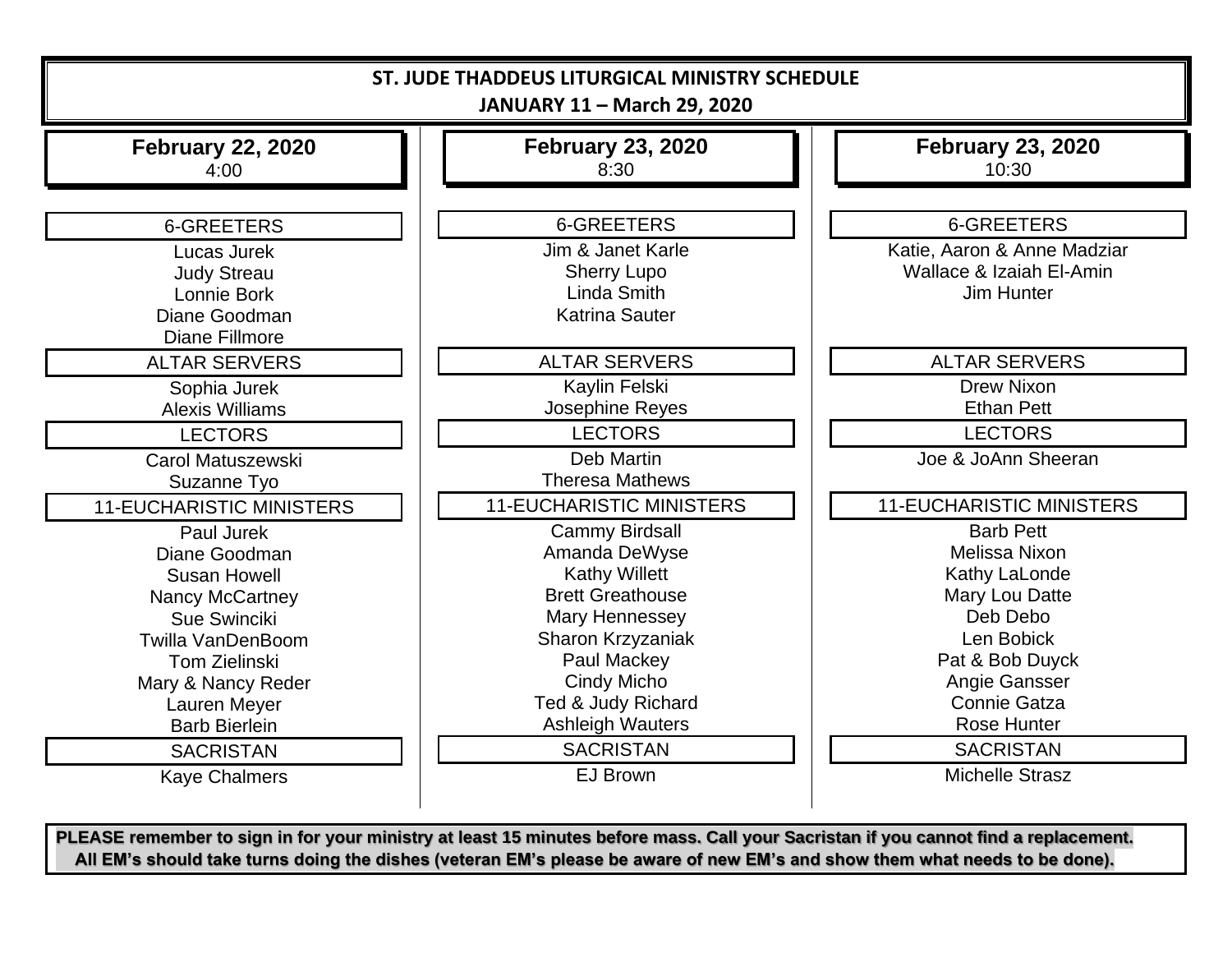# ST. JUDE THADDEUS LITURGICAL MINISTRY SCHEDULE

## JANUARY 11 – March 29, 2020

### February 22, 2020
4:00

**6-GREETERS**

Lucas Jurek
Judy Streau
Lonnie Bork
Diane Goodman
Diane Fillmore

**ALTAR SERVERS**

Sophia Jurek
Alexis Williams

**LECTORS**

Carol Matuszewski
Suzanne Tyo

**11-EUCHARISTIC MINISTERS**

Paul Jurek
Diane Goodman
Susan Howell
Nancy McCartney
Sue Swinciki
Twilla VanDenBoom
Tom Zielinski
Mary & Nancy Reder
Lauren Meyer
Barb Bierlein

**SACRISTAN**

Kaye Chalmers

### February 23, 2020
8:30

**6-GREETERS**

Jim & Janet Karle
Sherry Lupo
Linda Smith
Katrina Sauter

**ALTAR SERVERS**

Kaylin Felski
Josephine Reyes

**LECTORS**

Deb Martin
Theresa Mathews

**11-EUCHARISTIC MINISTERS**

Cammy Birdsall
Amanda DeWyse
Kathy Willett
Brett Greathouse
Mary Hennessey
Sharon Krzyzaniak
Paul Mackey
Cindy Micho
Ted & Judy Richard
Ashleigh Wauters

**SACRISTAN**

EJ Brown

### February 23, 2020
10:30

**6-GREETERS**

Katie, Aaron & Anne Madziar
Wallace & Izaiah El-Amin
Jim Hunter

**ALTAR SERVERS**

Drew Nixon
Ethan Pett

**LECTORS**

Joe & JoAnn Sheeran

**11-EUCHARISTIC MINISTERS**

Barb Pett
Melissa Nixon
Kathy LaLonde
Mary Lou Datte
Deb Debo
Len Bobick
Pat & Bob Duyck
Angie Gansser
Connie Gatza
Rose Hunter

**SACRISTAN**

Michelle Strasz

**PLEASE remember to sign in for your ministry at least 15 minutes before mass. Call your Sacristan if you cannot find a replacement. All EM's should take turns doing the dishes (veteran EM's please be aware of new EM's and show them what needs to be done).**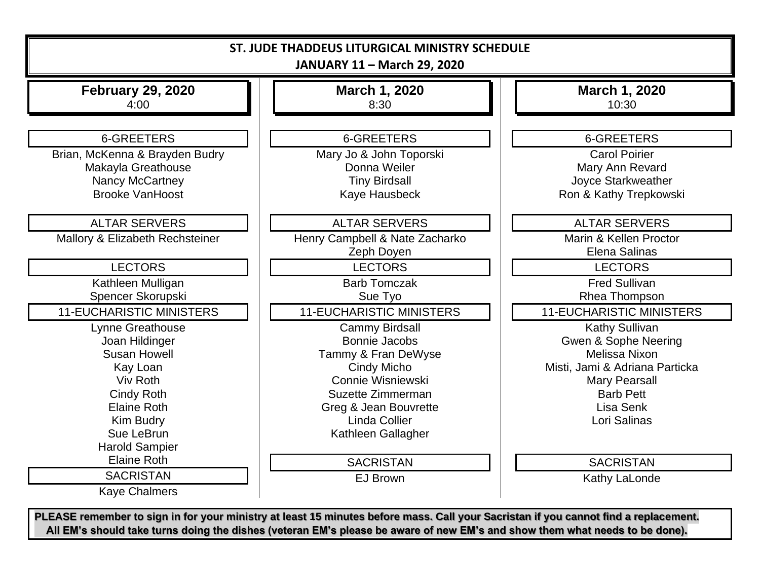# ST. JUDE THADDEUS LITURGICAL MINISTRY SCHEDULE

**JANUARY 11 – March 29, 2020**

## February 29, 2020
4:00

**6-GREETERS**

Brian, McKenna & Brayden Budry
Makayla Greathouse
Nancy McCartney
Brooke VanHoost

**ALTAR SERVERS**

Mallory & Elizabeth Rechsteiner

**LECTORS**

Kathleen Mulligan
Spencer Skorupski

**11-EUCHARISTIC MINISTERS**

Lynne Greathouse
Joan Hildinger
Susan Howell
Kay Loan
Viv Roth
Cindy Roth
Elaine Roth
Kim Budry
Sue LeBrun
Harold Sampier
Elaine Roth

**SACRISTAN**

Kaye Chalmers

## March 1, 2020
8:30

**6-GREETERS**

Mary Jo & John Toporski
Donna Weiler
Tiny Birdsall
Kaye Hausbeck

**ALTAR SERVERS**

Henry Campbell & Nate Zacharko
Zeph Doyen

**LECTORS**

Barb Tomczak
Sue Tyo

**11-EUCHARISTIC MINISTERS**

Cammy Birdsall
Bonnie Jacobs
Tammy & Fran DeWyse
Cindy Micho
Connie Wisniewski
Suzette Zimmerman
Greg & Jean Bouvrette
Linda Collier
Kathleen Gallagher

**SACRISTAN**

EJ Brown

## March 1, 2020
10:30

**6-GREETERS**

Carol Poirier
Mary Ann Revard
Joyce Starkweather
Ron & Kathy Trepkowski

**ALTAR SERVERS**

Marin & Kellen Proctor
Elena Salinas

**LECTORS**

Fred Sullivan
Rhea Thompson

**11-EUCHARISTIC MINISTERS**

Kathy Sullivan
Gwen & Sophe Neering
Melissa Nixon
Misti, Jami & Adriana Particka
Mary Pearsall
Barb Pett
Lisa Senk
Lori Salinas

**SACRISTAN**

Kathy LaLonde

**PLEASE remember to sign in for your ministry at least 15 minutes before mass. Call your Sacristan if you cannot find a replacement. All EM's should take turns doing the dishes (veteran EM's please be aware of new EM's and show them what needs to be done).**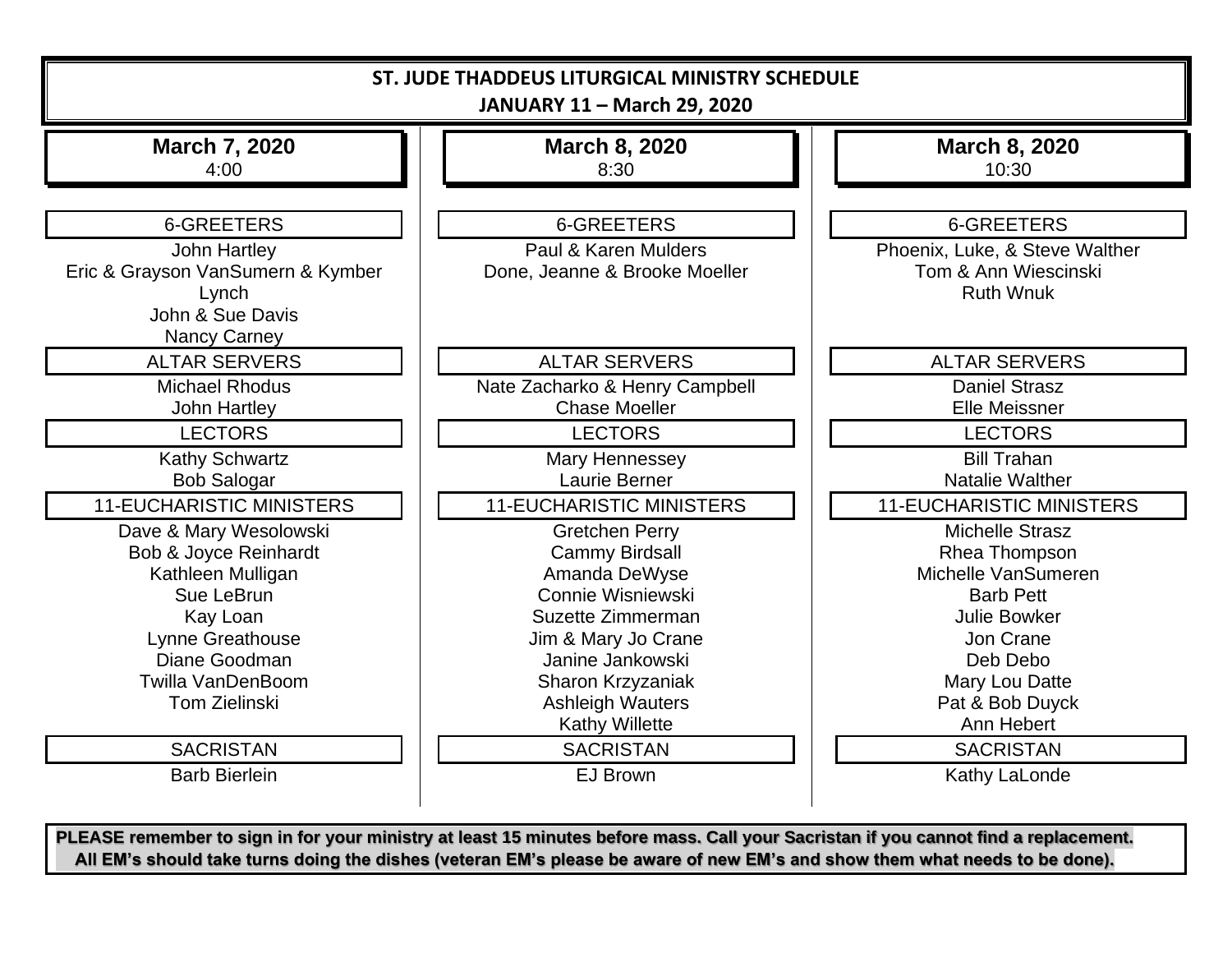# ST. JUDE THADDEUS LITURGICAL MINISTRY SCHEDULE

## JANUARY 11 – March 29, 2020

### March 7, 2020
4:00

**6-GREETERS**

John Hartley
Eric & Grayson VanSumern & Kymber Lynch
John & Sue Davis
Nancy Carney

**ALTAR SERVERS**

Michael Rhodus
John Hartley

**LECTORS**

Kathy Schwartz
Bob Salogar

**11-EUCHARISTIC MINISTERS**

Dave & Mary Wesolowski
Bob & Joyce Reinhardt
Kathleen Mulligan
Sue LeBrun
Kay Loan
Lynne Greathouse
Diane Goodman
Twilla VanDenBoom
Tom Zielinski

**SACRISTAN**

Barb Bierlein

### March 8, 2020
8:30

**6-GREETERS**

Paul & Karen Mulders
Done, Jeanne & Brooke Moeller

**ALTAR SERVERS**

Nate Zacharko & Henry Campbell
Chase Moeller

**LECTORS**

Mary Hennessey
Laurie Berner

**11-EUCHARISTIC MINISTERS**

Gretchen Perry
Cammy Birdsall
Amanda DeWyse
Connie Wisniewski
Suzette Zimmerman
Jim & Mary Jo Crane
Janine Jankowski
Sharon Krzyzaniak
Ashleigh Wauters
Kathy Willette

**SACRISTAN**

EJ Brown

### March 8, 2020
10:30

**6-GREETERS**

Phoenix, Luke, & Steve Walther
Tom & Ann Wiescinski
Ruth Wnuk

**ALTAR SERVERS**

Daniel Strasz
Elle Meissner

**LECTORS**

Bill Trahan
Natalie Walther

**11-EUCHARISTIC MINISTERS**

Michelle Strasz
Rhea Thompson
Michelle VanSumeren
Barb Pett
Julie Bowker
Jon Crane
Deb Debo
Mary Lou Datte
Pat & Bob Duyck
Ann Hebert

**SACRISTAN**

Kathy LaLonde

**PLEASE remember to sign in for your ministry at least 15 minutes before mass. Call your Sacristan if you cannot find a replacement. All EM's should take turns doing the dishes (veteran EM's please be aware of new EM's and show them what needs to be done).**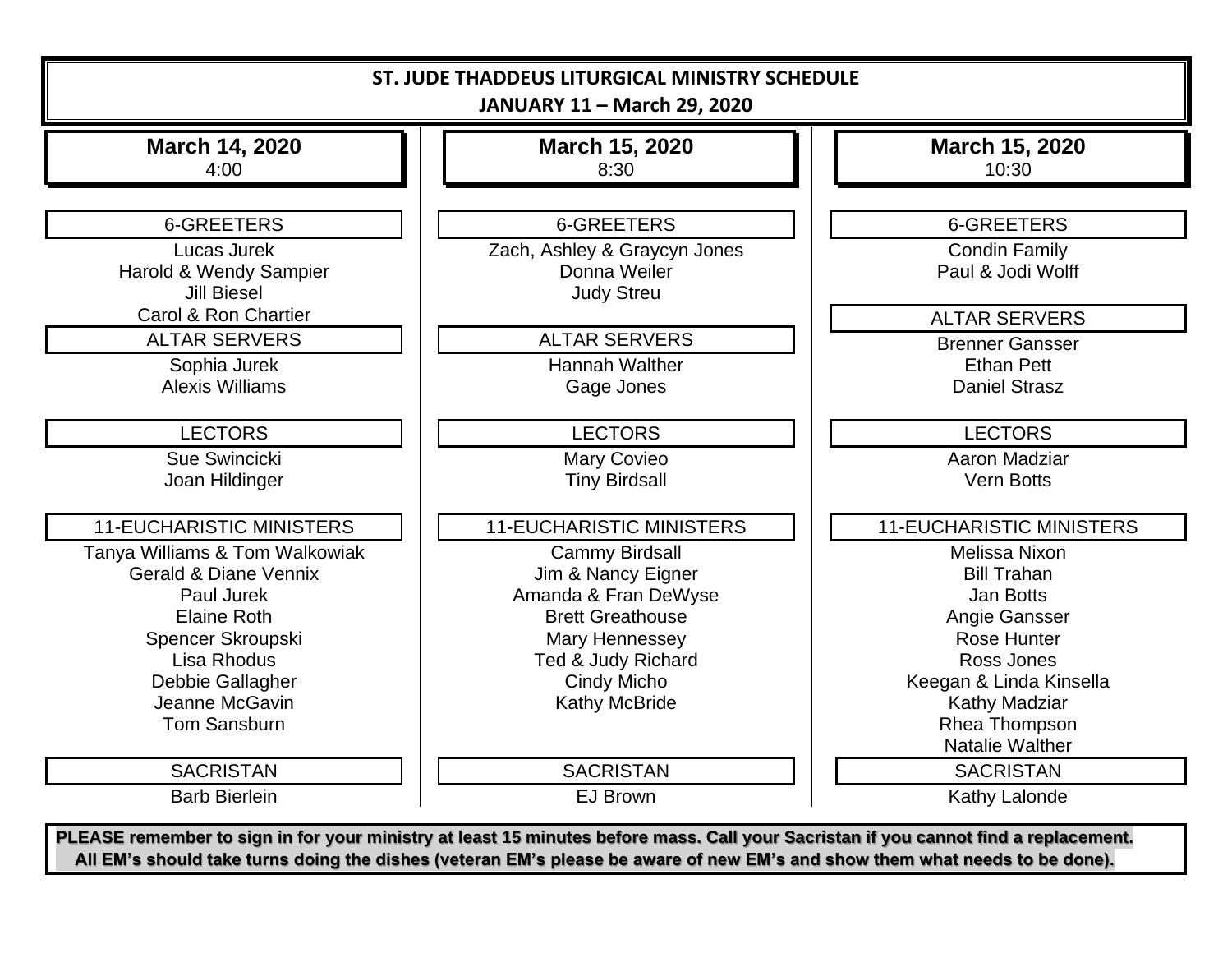# ST. JUDE THADDEUS LITURGICAL MINISTRY SCHEDULE

**JANUARY 11 – March 29, 2020**

## March 14, 2020
4:00

**6-GREETERS**

Lucas Jurek
Harold & Wendy Sampier
Jill Biesel
Carol & Ron Chartier

**ALTAR SERVERS**

Sophia Jurek
Alexis Williams

**LECTORS**

Sue Swincicki
Joan Hildinger

**11-EUCHARISTIC MINISTERS**

Tanya Williams & Tom Walkowiak
Gerald & Diane Vennix
Paul Jurek
Elaine Roth
Spencer Skroupski
Lisa Rhodus
Debbie Gallagher
Jeanne McGavin
Tom Sansburn

**SACRISTAN**

Barb Bierlein

## March 15, 2020
8:30

**6-GREETERS**

Zach, Ashley & Graycyn Jones
Donna Weiler
Judy Streu

**ALTAR SERVERS**

Hannah Walther
Gage Jones

**LECTORS**

Mary Covieo
Tiny Birdsall

**11-EUCHARISTIC MINISTERS**

Cammy Birdsall
Jim & Nancy Eigner
Amanda & Fran DeWyse
Brett Greathouse
Mary Hennessey
Ted & Judy Richard
Cindy Micho
Kathy McBride

**SACRISTAN**

EJ Brown

## March 15, 2020
10:30

**6-GREETERS**

Condin Family
Paul & Jodi Wolff

**ALTAR SERVERS**

Brenner Gansser
Ethan Pett
Daniel Strasz

**LECTORS**

Aaron Madziar
Vern Botts

**11-EUCHARISTIC MINISTERS**

Melissa Nixon
Bill Trahan
Jan Botts
Angie Gansser
Rose Hunter
Ross Jones
Keegan & Linda Kinsella
Kathy Madziar
Rhea Thompson
Natalie Walther

**SACRISTAN**

Kathy Lalonde

**PLEASE remember to sign in for your ministry at least 15 minutes before mass. Call your Sacristan if you cannot find a replacement. All EM's should take turns doing the dishes (veteran EM's please be aware of new EM's and show them what needs to be done).**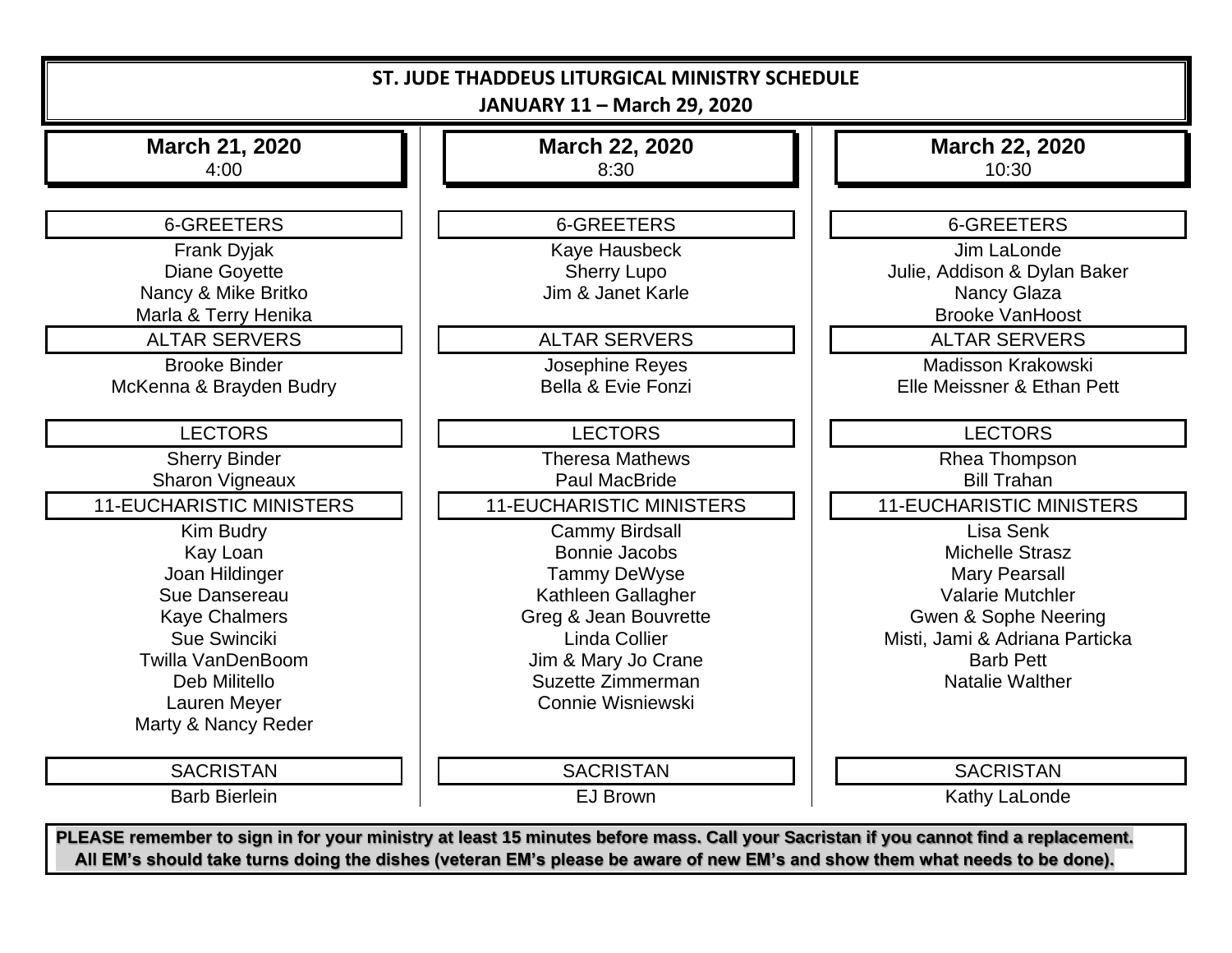# ST. JUDE THADDEUS LITURGICAL MINISTRY SCHEDULE

## JANUARY 11 – March 29, 2020

### March 21, 2020
4:00

**6-GREETERS**

Frank Dyjak
Diane Goyette
Nancy & Mike Britko
Marla & Terry Henika

**ALTAR SERVERS**

Brooke Binder
McKenna & Brayden Budry

**LECTORS**

Sherry Binder
Sharon Vigneaux

**11-EUCHARISTIC MINISTERS**

Kim Budry
Kay Loan
Joan Hildinger
Sue Dansereau
Kaye Chalmers
Sue Swinciki
Twilla VanDenBoom
Deb Militello
Lauren Meyer
Marty & Nancy Reder

**SACRISTAN**

Barb Bierlein

### March 22, 2020
8:30

**6-GREETERS**

Kaye Hausbeck
Sherry Lupo
Jim & Janet Karle

**ALTAR SERVERS**

Josephine Reyes
Bella & Evie Fonzi

**LECTORS**

Theresa Mathews
Paul MacBride

**11-EUCHARISTIC MINISTERS**

Cammy Birdsall
Bonnie Jacobs
Tammy DeWyse
Kathleen Gallagher
Greg & Jean Bouvrette
Linda Collier
Jim & Mary Jo Crane
Suzette Zimmerman
Connie Wisniewski

**SACRISTAN**

EJ Brown

### March 22, 2020
10:30

**6-GREETERS**

Jim LaLonde
Julie, Addison & Dylan Baker
Nancy Glaza
Brooke VanHoost

**ALTAR SERVERS**

Madisson Krakowski
Elle Meissner & Ethan Pett

**LECTORS**

Rhea Thompson
Bill Trahan

**11-EUCHARISTIC MINISTERS**

Lisa Senk
Michelle Strasz
Mary Pearsall
Valarie Mutchler
Gwen & Sophe Neering
Misti, Jami & Adriana Particka
Barb Pett
Natalie Walther

**SACRISTAN**

Kathy LaLonde

**PLEASE remember to sign in for your ministry at least 15 minutes before mass. Call your Sacristan if you cannot find a replacement. All EM's should take turns doing the dishes (veteran EM's please be aware of new EM's and show them what needs to be done).**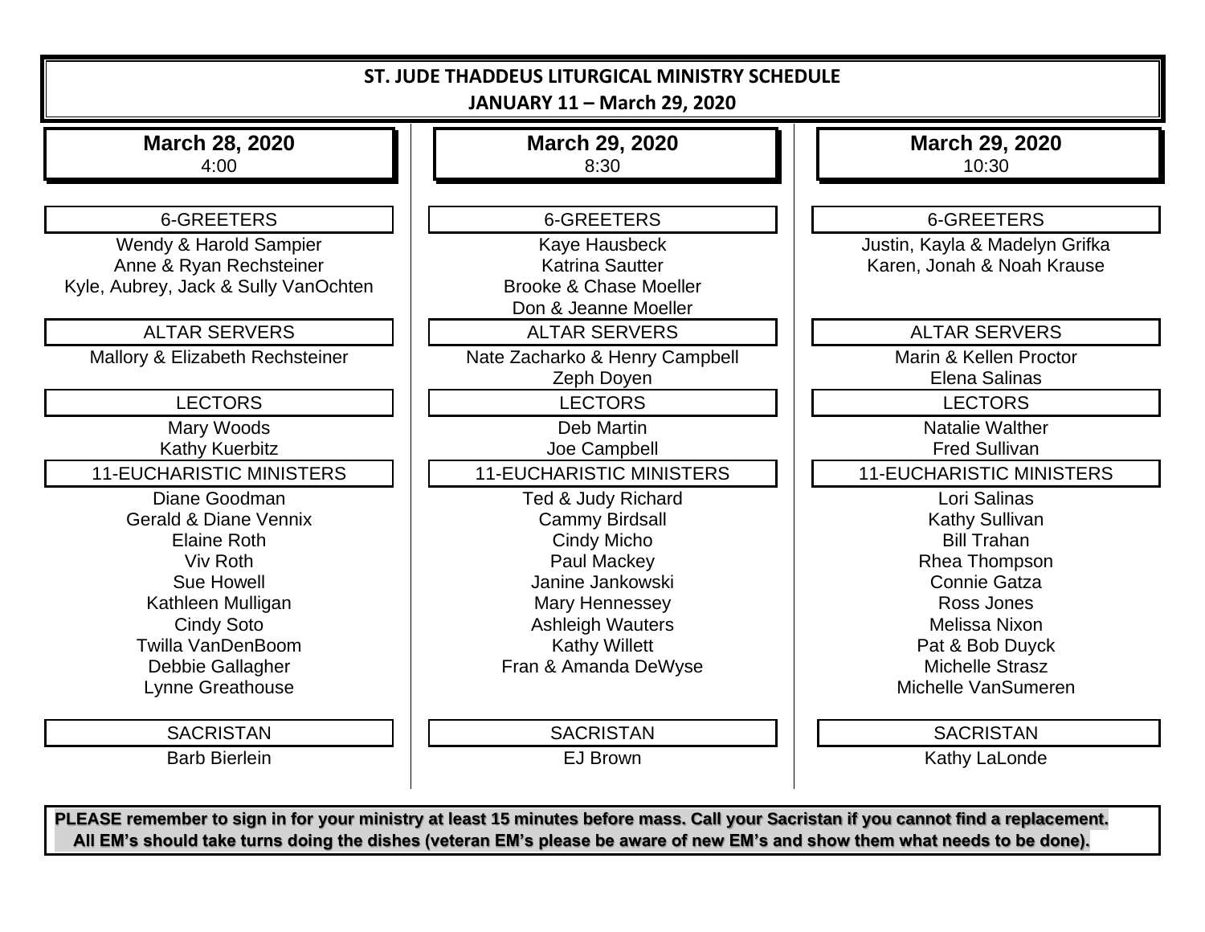# ST. JUDE THADDEUS LITURGICAL MINISTRY SCHEDULE

## JANUARY 11 – March 29, 2020

### March 28, 2020
4:00

**6-GREETERS**

Wendy & Harold Sampier
Anne & Ryan Rechsteiner
Kyle, Aubrey, Jack & Sully VanOchten

**ALTAR SERVERS**

Mallory & Elizabeth Rechsteiner

**LECTORS**

Mary Woods
Kathy Kuerbitz

**11-EUCHARISTIC MINISTERS**

Diane Goodman
Gerald & Diane Vennix
Elaine Roth
Viv Roth
Sue Howell
Kathleen Mulligan
Cindy Soto
Twilla VanDenBoom
Debbie Gallagher
Lynne Greathouse

**SACRISTAN**

Barb Bierlein

### March 29, 2020
8:30

**6-GREETERS**

Kaye Hausbeck
Katrina Sautter
Brooke & Chase Moeller
Don & Jeanne Moeller

**ALTAR SERVERS**

Nate Zacharko & Henry Campbell
Zeph Doyen

**LECTORS**

Deb Martin
Joe Campbell

**11-EUCHARISTIC MINISTERS**

Ted & Judy Richard
Cammy Birdsall
Cindy Micho
Paul Mackey
Janine Jankowski
Mary Hennessey
Ashleigh Wauters
Kathy Willett
Fran & Amanda DeWyse

**SACRISTAN**

EJ Brown

### March 29, 2020
10:30

**6-GREETERS**

Justin, Kayla & Madelyn Grifka
Karen, Jonah & Noah Krause

**ALTAR SERVERS**

Marin & Kellen Proctor
Elena Salinas

**LECTORS**

Natalie Walther
Fred Sullivan

**11-EUCHARISTIC MINISTERS**

Lori Salinas
Kathy Sullivan
Bill Trahan
Rhea Thompson
Connie Gatza
Ross Jones
Melissa Nixon
Pat & Bob Duyck
Michelle Strasz
Michelle VanSumeren

**SACRISTAN**

Kathy LaLonde

**PLEASE remember to sign in for your ministry at least 15 minutes before mass. Call your Sacristan if you cannot find a replacement. All EM's should take turns doing the dishes (veteran EM's please be aware of new EM's and show them what needs to be done).**